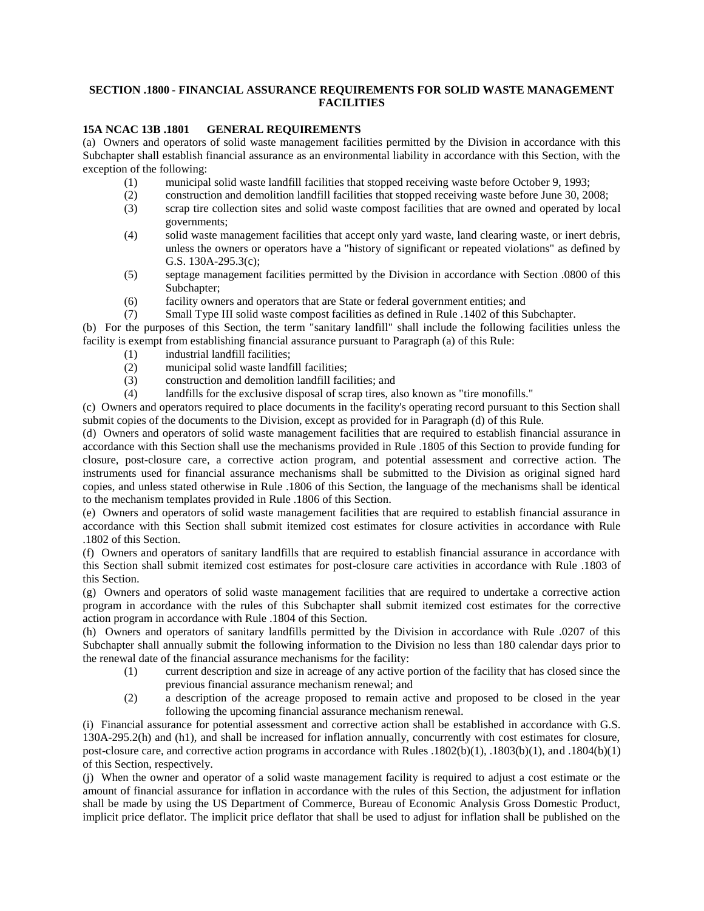## SECTION .1800 - FINANCIAL ASSURANCE REQUIREMENTS FOR SOLID WASTE MANAGEMENT FACILITIES

### 15A NCAC 13B .1801 GENERAL REQUIREMENTS

(a) Owners and operators of solid waste management facilities permitted by the Division in accordance with this Subchapter shall establish financial assurance as an environmental liability in accordance with this Section, with the exception of the following:

- (1) municipal solid waste landfill facilities that stopped receiving waste before October 9, 1993;
- (2) construction and demolition landfill facilities that stopped receiving waste before June 30, 2008;
- (3) scrap tire collection sites and solid waste compost facilities that are owned and operated by local governments;
- (4) solid waste management facilities that accept only yard waste, land clearing waste, or inert debris, unless the owners or operators have a "history of significant or repeated violations" as defined by G.S. 130A-295.3(c);
- (5) septage management facilities permitted by the Division in accordance with Section .0800 of this Subchapter;
- (6) facility owners and operators that are State or federal government entities; and
- (7) Small Type III solid waste compost facilities as defined in Rule .1402 of this Subchapter.

(b) For the purposes of this Section, the term "sanitary landfill" shall include the following facilities unless the facility is exempt from establishing financial assurance pursuant to Paragraph (a) of this Rule:

- (1) industrial landfill facilities;
- (2) municipal solid waste landfill facilities;
- (3) construction and demolition landfill facilities; and
- (4) landfills for the exclusive disposal of scrap tires, also known as "tire monofills."

(c) Owners and operators required to place documents in the facility's operating record pursuant to this Section shall submit copies of the documents to the Division, except as provided for in Paragraph (d) of this Rule.

(d) Owners and operators of solid waste management facilities that are required to establish financial assurance in accordance with this Section shall use the mechanisms provided in Rule .1805 of this Section to provide funding for closure, post-closure care, a corrective action program, and potential assessment and corrective action. The instruments used for financial assurance mechanisms shall be submitted to the Division as original signed hard copies, and unless stated otherwise in Rule .1806 of this Section, the language of the mechanisms shall be identical to the mechanism templates provided in Rule .1806 of this Section.

(e) Owners and operators of solid waste management facilities that are required to establish financial assurance in accordance with this Section shall submit itemized cost estimates for closure activities in accordance with Rule .1802 of this Section.

(f) Owners and operators of sanitary landfills that are required to establish financial assurance in accordance with this Section shall submit itemized cost estimates for post-closure care activities in accordance with Rule .1803 of this Section.

(g) Owners and operators of solid waste management facilities that are required to undertake a corrective action program in accordance with the rules of this Subchapter shall submit itemized cost estimates for the corrective action program in accordance with Rule .1804 of this Section.

(h) Owners and operators of sanitary landfills permitted by the Division in accordance with Rule .0207 of this Subchapter shall annually submit the following information to the Division no less than 180 calendar days prior to the renewal date of the financial assurance mechanisms for the facility:

- (1) current description and size in acreage of any active portion of the facility that has closed since the previous financial assurance mechanism renewal; and
- (2) a description of the acreage proposed to remain active and proposed to be closed in the year following the upcoming financial assurance mechanism renewal.

(i) Financial assurance for potential assessment and corrective action shall be established in accordance with G.S. 130A-295.2(h) and (h1), and shall be increased for inflation annually, concurrently with cost estimates for closure, post-closure care, and corrective action programs in accordance with Rules .1802(b)(1), .1803(b)(1), and .1804(b)(1) of this Section, respectively.

(j) When the owner and operator of a solid waste management facility is required to adjust a cost estimate or the amount of financial assurance for inflation in accordance with the rules of this Section, the adjustment for inflation shall be made by using the US Department of Commerce, Bureau of Economic Analysis Gross Domestic Product, implicit price deflator. The implicit price deflator that shall be used to adjust for inflation shall be published on the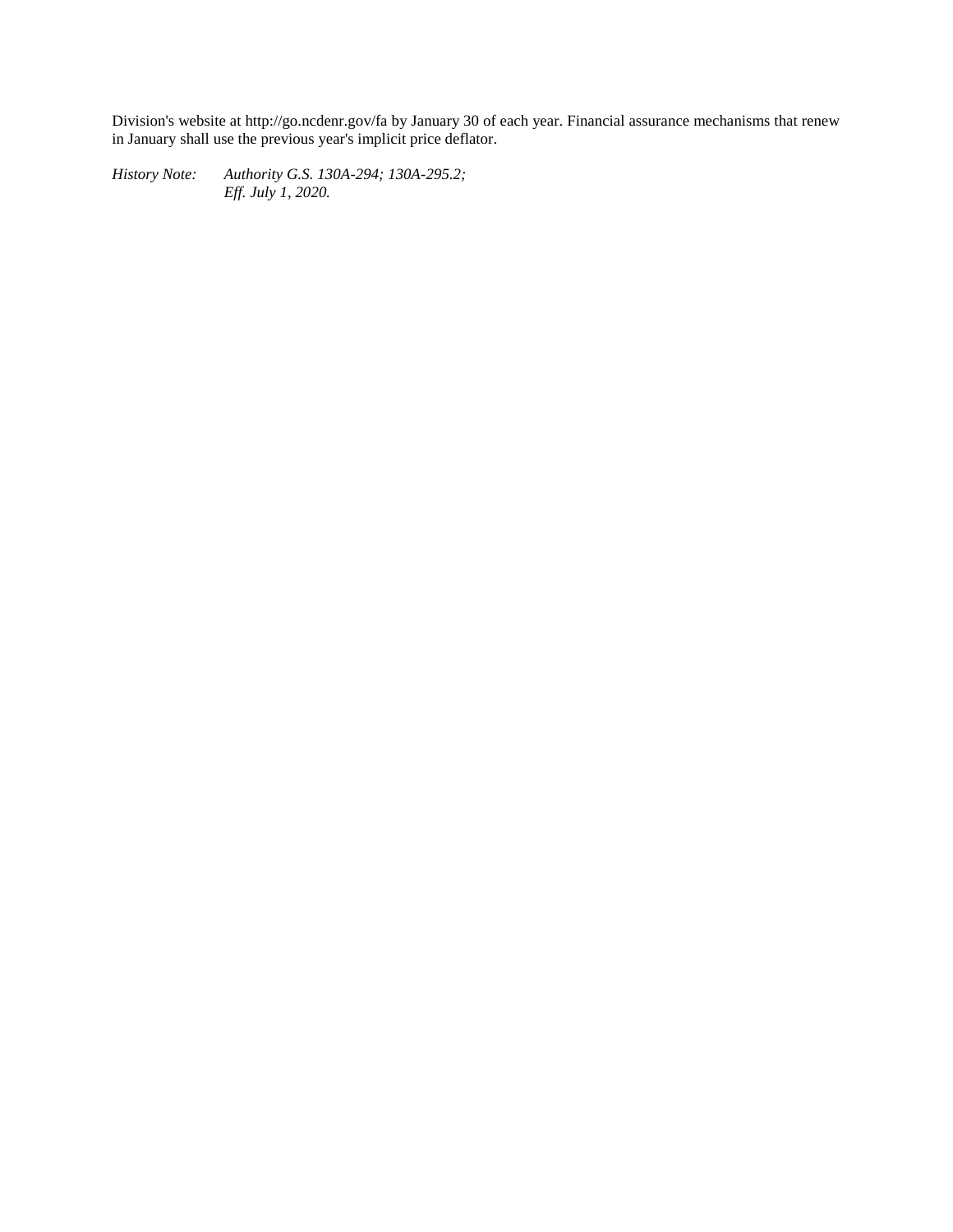Division's website at http://go.ncdenr.gov/fa by January 30 of each year. Financial assurance mechanisms that renew in January shall use the previous year's implicit price deflator.

*History Note: Authority G.S. 130A-294; 130A-295.2;*
*Eff. July 1, 2020.*